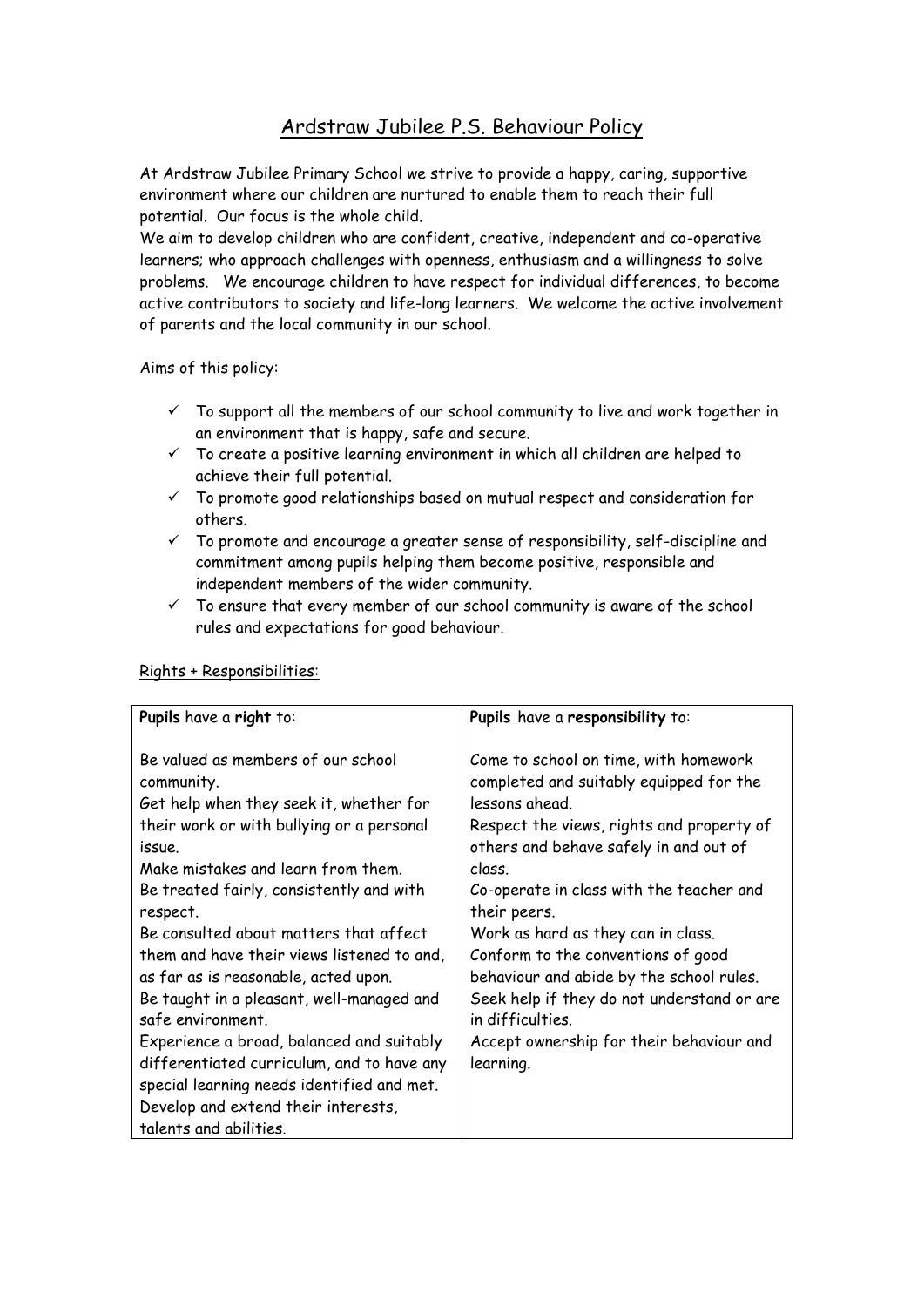# Ardstraw Jubilee P.S. Behaviour Policy

At Ardstraw Jubilee Primary School we strive to provide a happy, caring, supportive environment where our children are nurtured to enable them to reach their full potential. Our focus is the whole child.
We aim to develop children who are confident, creative, independent and co-operative learners; who approach challenges with openness, enthusiasm and a willingness to solve problems. We encourage children to have respect for individual differences, to become active contributors to society and life-long learners. We welcome the active involvement of parents and the local community in our school.

## Aims of this policy:

- ✓ To support all the members of our school community to live and work together in an environment that is happy, safe and secure.
- ✓ To create a positive learning environment in which all children are helped to achieve their full potential.
- ✓ To promote good relationships based on mutual respect and consideration for others.
- ✓ To promote and encourage a greater sense of responsibility, self-discipline and commitment among pupils helping them become positive, responsible and independent members of the wider community.
- ✓ To ensure that every member of our school community is aware of the school rules and expectations for good behaviour.

## Rights + Responsibilities:

| **Pupils** have a **right** to: | **Pupils** have a **responsibility** to: |
|---|---|
| Be valued as members of our school community.<br>Get help when they seek it, whether for their work or with bullying or a personal issue.<br>Make mistakes and learn from them.<br>Be treated fairly, consistently and with respect.<br>Be consulted about matters that affect them and have their views listened to and, as far as is reasonable, acted upon.<br>Be taught in a pleasant, well-managed and safe environment.<br>Experience a broad, balanced and suitably differentiated curriculum, and to have any special learning needs identified and met.<br>Develop and extend their interests, talents and abilities. | Come to school on time, with homework completed and suitably equipped for the lessons ahead.<br>Respect the views, rights and property of others and behave safely in and out of class.<br>Co-operate in class with the teacher and their peers.<br>Work as hard as they can in class.<br>Conform to the conventions of good behaviour and abide by the school rules.<br>Seek help if they do not understand or are in difficulties.<br>Accept ownership for their behaviour and learning. |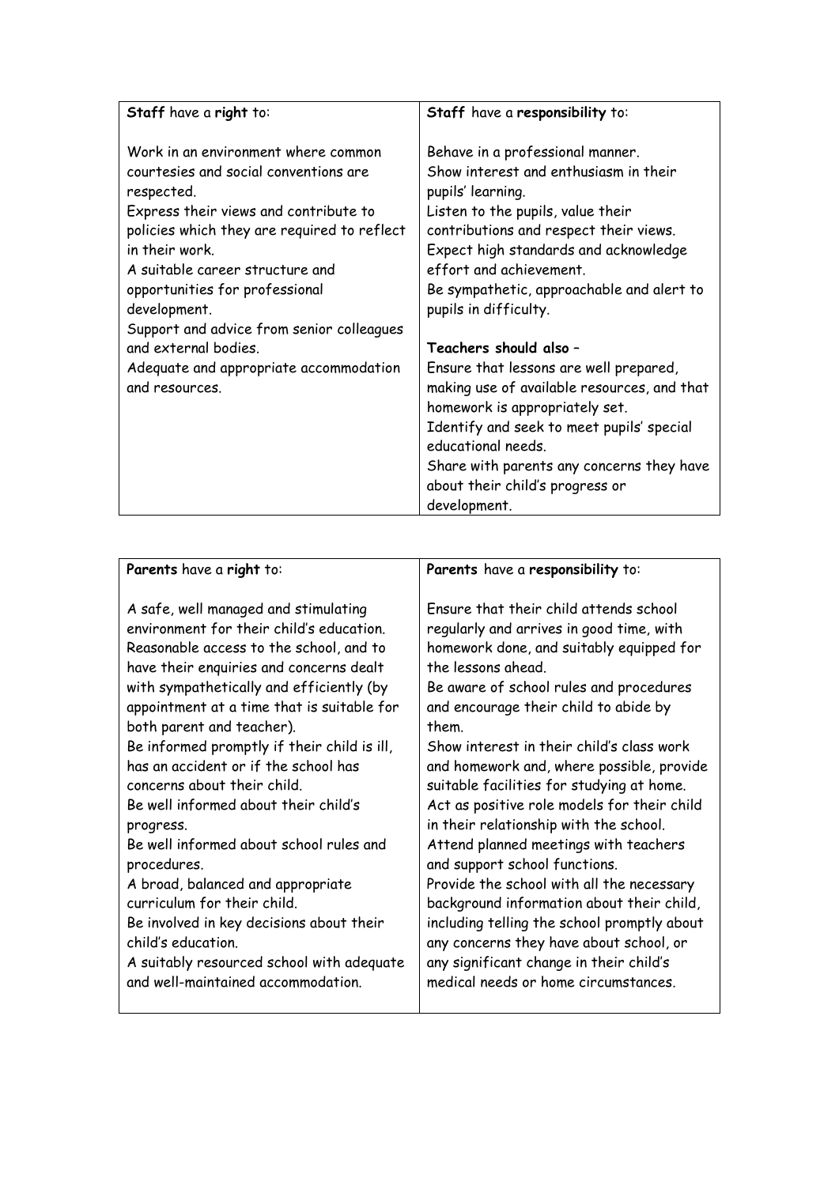| **Staff** have a **right** to: | **Staff** have a **responsibility** to: |
|---|---|
| Work in an environment where common courtesies and social conventions are respected.<br>Express their views and contribute to policies which they are required to reflect in their work.<br>A suitable career structure and opportunities for professional development.<br>Support and advice from senior colleagues and external bodies.<br>Adequate and appropriate accommodation and resources. | Behave in a professional manner.<br>Show interest and enthusiasm in their pupils' learning.<br>Listen to the pupils, value their contributions and respect their views.<br>Expect high standards and acknowledge effort and achievement.<br>Be sympathetic, approachable and alert to pupils in difficulty.<br><br>**Teachers should also –**<br>Ensure that lessons are well prepared, making use of available resources, and that homework is appropriately set.<br>Identify and seek to meet pupils' special educational needs.<br>Share with parents any concerns they have about their child's progress or development. |

| **Parents** have a **right** to: | **Parents** have a **responsibility** to: |
|---|---|
| A safe, well managed and stimulating environment for their child's education.<br>Reasonable access to the school, and to have their enquiries and concerns dealt with sympathetically and efficiently (by appointment at a time that is suitable for both parent and teacher).<br>Be informed promptly if their child is ill, has an accident or if the school has concerns about their child.<br>Be well informed about their child's progress.<br>Be well informed about school rules and procedures.<br>A broad, balanced and appropriate curriculum for their child.<br>Be involved in key decisions about their child's education.<br>A suitably resourced school with adequate and well-maintained accommodation. | Ensure that their child attends school regularly and arrives in good time, with homework done, and suitably equipped for the lessons ahead.<br>Be aware of school rules and procedures and encourage their child to abide by them.<br>Show interest in their child's class work and homework and, where possible, provide suitable facilities for studying at home.<br>Act as positive role models for their child in their relationship with the school.<br>Attend planned meetings with teachers and support school functions.<br>Provide the school with all the necessary background information about their child, including telling the school promptly about any concerns they have about school, or any significant change in their child's medical needs or home circumstances. |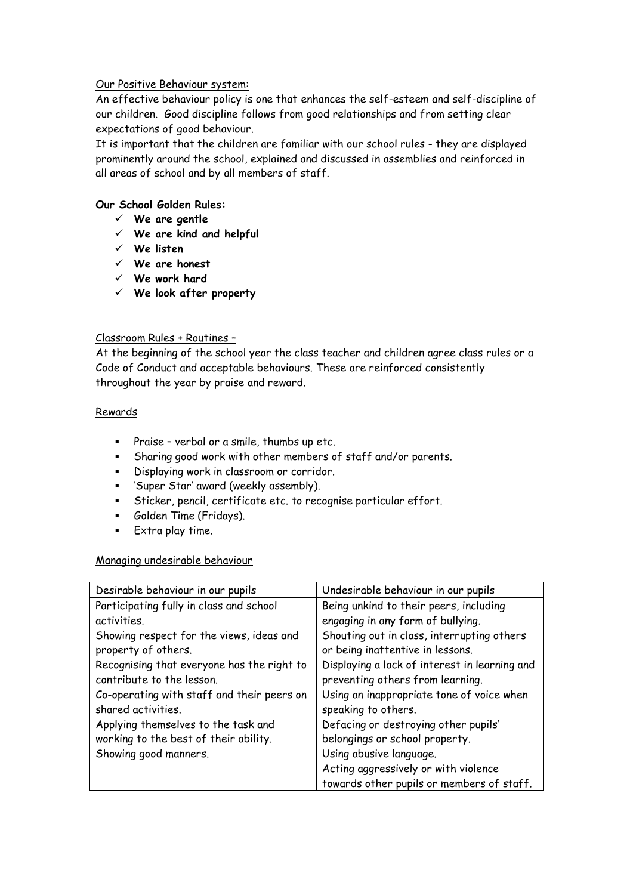Our Positive Behaviour system:

An effective behaviour policy is one that enhances the self-esteem and self-discipline of our children. Good discipline follows from good relationships and from setting clear expectations of good behaviour.

It is important that the children are familiar with our school rules - they are displayed prominently around the school, explained and discussed in assemblies and reinforced in all areas of school and by all members of staff.

**Our School Golden Rules:**

- ✓ **We are gentle**
- ✓ **We are kind and helpful**
- ✓ **We listen**
- ✓ **We are honest**
- ✓ **We work hard**
- ✓ **We look after property**

Classroom Rules + Routines –

At the beginning of the school year the class teacher and children agree class rules or a Code of Conduct and acceptable behaviours. These are reinforced consistently throughout the year by praise and reward.

Rewards

- Praise – verbal or a smile, thumbs up etc.
- Sharing good work with other members of staff and/or parents.
- Displaying work in classroom or corridor.
- 'Super Star' award (weekly assembly).
- Sticker, pencil, certificate etc. to recognise particular effort.
- Golden Time (Fridays).
- Extra play time.

Managing undesirable behaviour

| Desirable behaviour in our pupils | Undesirable behaviour in our pupils |
|---|---|
| Participating fully in class and school activities.<br>Showing respect for the views, ideas and property of others.<br>Recognising that everyone has the right to contribute to the lesson.<br>Co-operating with staff and their peers on shared activities.<br>Applying themselves to the task and working to the best of their ability.<br>Showing good manners. | Being unkind to their peers, including engaging in any form of bullying.<br>Shouting out in class, interrupting others or being inattentive in lessons.<br>Displaying a lack of interest in learning and preventing others from learning.<br>Using an inappropriate tone of voice when speaking to others.<br>Defacing or destroying other pupils' belongings or school property.<br>Using abusive language.<br>Acting aggressively or with violence towards other pupils or members of staff. |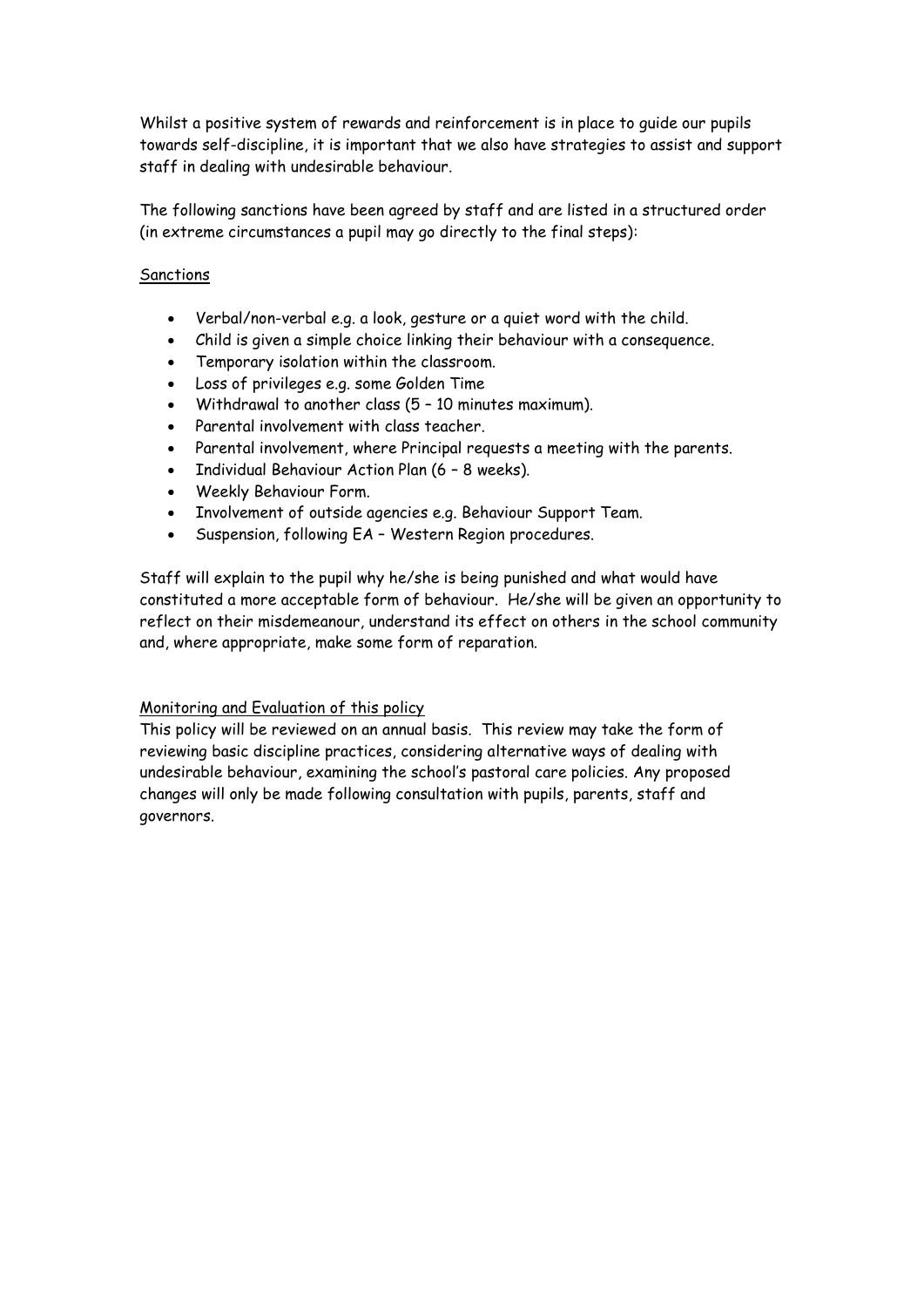Whilst a positive system of rewards and reinforcement is in place to guide our pupils towards self-discipline, it is important that we also have strategies to assist and support staff in dealing with undesirable behaviour.

The following sanctions have been agreed by staff and are listed in a structured order (in extreme circumstances a pupil may go directly to the final steps):

<u>Sanctions</u>

- Verbal/non-verbal e.g. a look, gesture or a quiet word with the child.
- Child is given a simple choice linking their behaviour with a consequence.
- Temporary isolation within the classroom.
- Loss of privileges e.g. some Golden Time
- Withdrawal to another class (5 – 10 minutes maximum).
- Parental involvement with class teacher.
- Parental involvement, where Principal requests a meeting with the parents.
- Individual Behaviour Action Plan (6 – 8 weeks).
- Weekly Behaviour Form.
- Involvement of outside agencies e.g. Behaviour Support Team.
- Suspension, following EA – Western Region procedures.

Staff will explain to the pupil why he/she is being punished and what would have constituted a more acceptable form of behaviour. He/she will be given an opportunity to reflect on their misdemeanour, understand its effect on others in the school community and, where appropriate, make some form of reparation.

<u>Monitoring and Evaluation of this policy</u>

This policy will be reviewed on an annual basis. This review may take the form of reviewing basic discipline practices, considering alternative ways of dealing with undesirable behaviour, examining the school's pastoral care policies. Any proposed changes will only be made following consultation with pupils, parents, staff and governors.